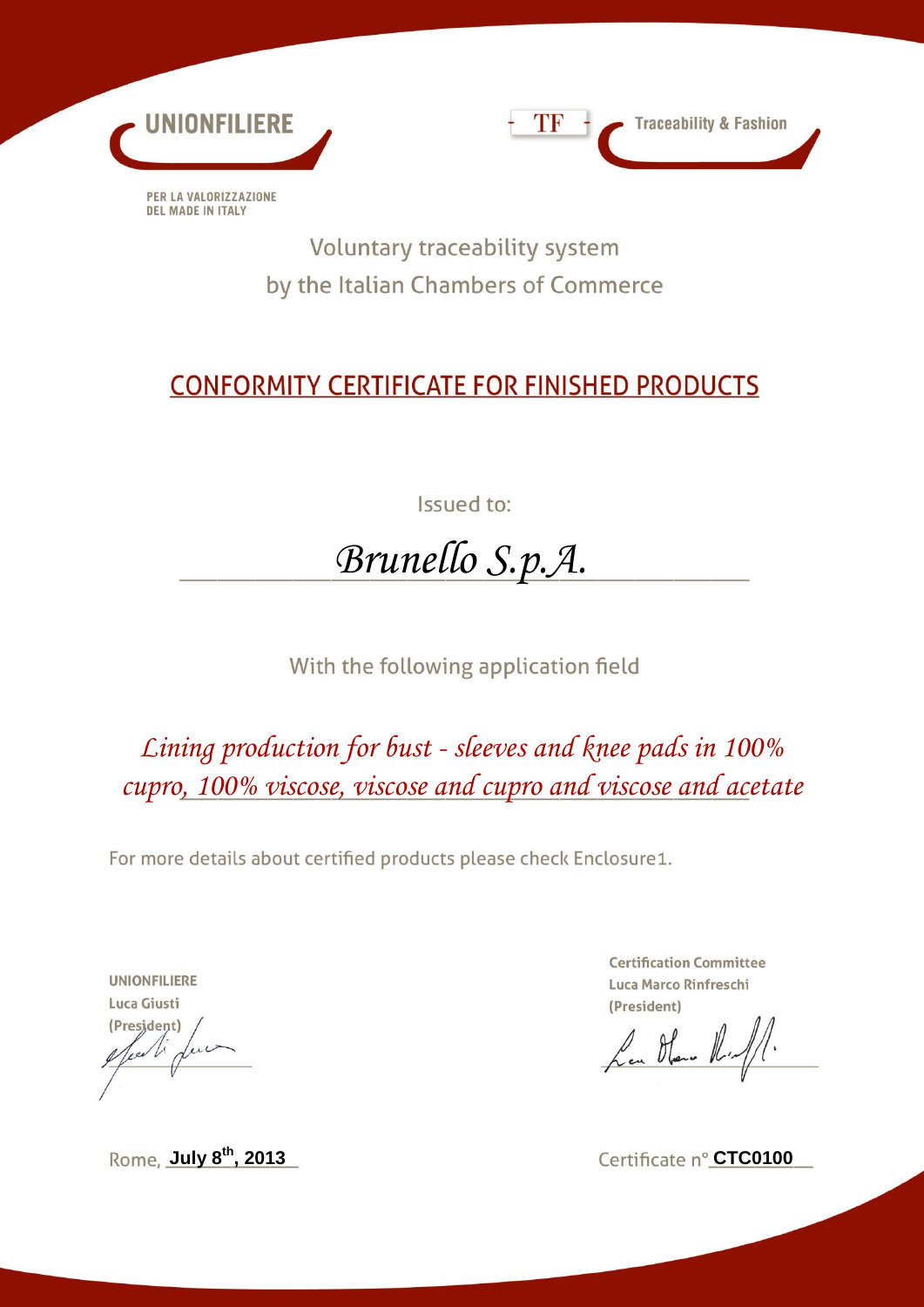UNIONFILIERE

PER LA VALORIZZAZIONE
DEL MADE IN ITALY

TF Traceability & Fashion

Voluntary traceability system
by the Italian Chambers of Commerce

# CONFORMITY CERTIFICATE FOR FINISHED PRODUCTS

Issued to:

*Brunello S.p.A.*

With the following application field

*Lining production for bust - sleeves and knee pads in 100% cupro, 100% viscose, viscose and cupro and viscose and acetate*

For more details about certified products please check Enclosure1.

**UNIONFILIERE**
**Luca Giusti**
**(President)**

**Certification Committee**
**Luca Marco Rinfreschi**
**(President)**

Rome, **July 8th, 2013**

Certificate n° **CTC0100**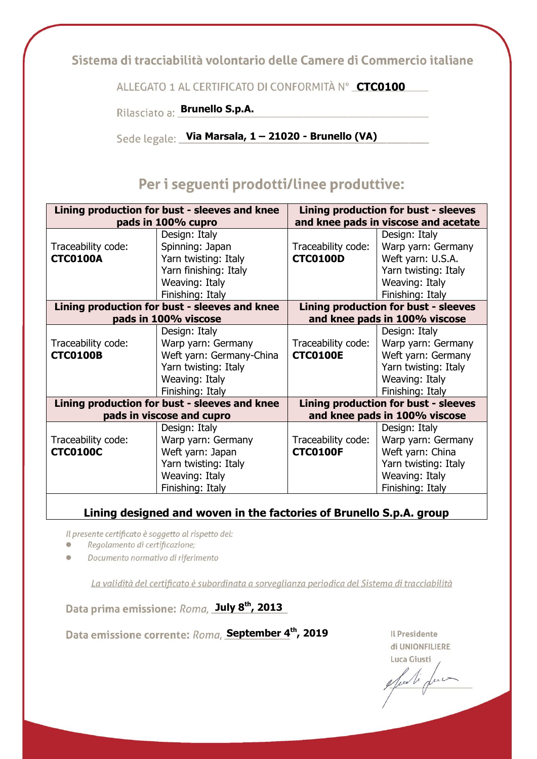Sistema di tracciabilità volontario delle Camere di Commercio italiane

ALLEGATO 1 AL CERTIFICATO DI CONFORMITÀ N° **CTC0100**

Rilasciato a: **Brunello S.p.A.**

Sede legale: **Via Marsala, 1 – 21020 - Brunello (VA)**

## Per i seguenti prodotti/linee produttive:

| Lining production for bust - sleeves and knee pads in 100% cupro | | Lining production for bust - sleeves and knee pads in viscose and acetate | |
|---|---|---|---|
| Traceability code: **CTC0100A** | Design: Italy<br>Spinning: Japan<br>Yarn twisting: Italy<br>Yarn finishing: Italy<br>Weaving: Italy<br>Finishing: Italy | Traceability code: **CTC0100D** | Design: Italy<br>Warp yarn: Germany<br>Weft yarn: U.S.A.<br>Yarn twisting: Italy<br>Weaving: Italy<br>Finishing: Italy |
| **Lining production for bust - sleeves and knee pads in 100% viscose** | | **Lining production for bust - sleeves and knee pads in 100% viscose** | |
| Traceability code: **CTC0100B** | Design: Italy<br>Warp yarn: Germany<br>Weft yarn: Germany-China<br>Yarn twisting: Italy<br>Weaving: Italy<br>Finishing: Italy | Traceability code: **CTC0100E** | Design: Italy<br>Warp yarn: Germany<br>Weft yarn: Germany<br>Yarn twisting: Italy<br>Weaving: Italy<br>Finishing: Italy |
| **Lining production for bust - sleeves and knee pads in viscose and cupro** | | **Lining production for bust - sleeves and knee pads in 100% viscose** | |
| Traceability code: **CTC0100C** | Design: Italy<br>Warp yarn: Germany<br>Weft yarn: Japan<br>Yarn twisting: Italy<br>Weaving: Italy<br>Finishing: Italy | Traceability code: **CTC0100F** | Design: Italy<br>Warp yarn: Germany<br>Weft yarn: China<br>Yarn twisting: Italy<br>Weaving: Italy<br>Finishing: Italy |
| **Lining designed and woven in the factories of Brunello S.p.A. group** | | | |

*Il presente certificato è soggetto al rispetto del:*

- *Regolamento di certificazione;*
- *Documento normativo di riferimento*

*La validità del certificato è subordinata a sorveglianza periodica del Sistema di tracciabilità*

Data prima emissione: *Roma,* **July 8th, 2013**

Data emissione corrente: *Roma,* **September 4th, 2019**

Il Presidente
di UNIONFILIERE
Luca Giusti